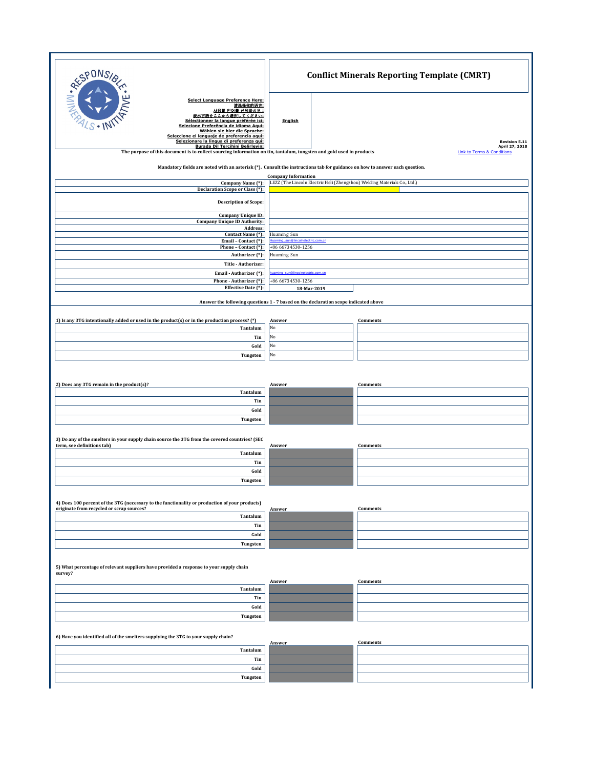# Conflict Minerals Reporting Template (CMRT)

Select Language Preference Here:
请选择你的语言:
사용할 언어를 선택하시오 :
表示言語をここから選択してください:
Sélectionner la langue préférée ici:
Selecione Preferência de idioma Aqui:
Wählen sie hier die Sprache:
Seleccione el lenguaje de preferencia aqui:
Selezionare la lingua di preferenza qui:
Burada Dil Tercihini Belirleyin:

**English**

Revision 5.11
April 27, 2018

The purpose of this document is to collect sourcing information on tin, tantalum, tungsten and gold used in products

Link to Terms & Conditions

Mandatory fields are noted with an asterisk (*). Consult the instructions tab for guidance on how to answer each question.

**Company Information**

| | |
|---|---|
| Company Name (*): | LEZZ (The Lincoln Electric Heli (Zhengzhou) Welding Materials Co., Ltd.) |
| Declaration Scope or Class (*): | |
| Description of Scope: | |
| Company Unique ID: | |
| Company Unique ID Authority: | |
| Address: | |
| Contact Name (*): | Huaming Sun |
| Email – Contact (*): | Huaming_sun@lincolnelectric.com.cn |
| Phone – Contact (*): | +86 66734530-1256 |
| Authorizer (*): | Huaming Sun |
| Title - Authorizer: | |
| Email - Authorizer (*): | huaming_sun@lincolnelectric.com.cn |
| Phone - Authorizer (*): | +86 66734530-1256 |
| Effective Date (*): | 18-Mar-2019 |

Answer the following questions 1 - 7 based on the declaration scope indicated above

1) Is any 3TG intentionally added or used in the product(s) or in the production process? (*)

| | Answer | Comments |
|---|---|---|
| Tantalum | No | |
| Tin | No | |
| Gold | No | |
| Tungsten | No | |

2) Does any 3TG remain in the product(s)?

| | Answer | Comments |
|---|---|---|
| Tantalum | | |
| Tin | | |
| Gold | | |
| Tungsten | | |

3) Do any of the smelters in your supply chain source the 3TG from the covered countries? (SEC term, see definitions tab)

| | Answer | Comments |
|---|---|---|
| Tantalum | | |
| Tin | | |
| Gold | | |
| Tungsten | | |

4) Does 100 percent of the 3TG (necessary to the functionality or production of your products) originate from recycled or scrap sources?

| | Answer | Comments |
|---|---|---|
| Tantalum | | |
| Tin | | |
| Gold | | |
| Tungsten | | |

5) What percentage of relevant suppliers have provided a response to your supply chain survey?

| | Answer | Comments |
|---|---|---|
| Tantalum | | |
| Tin | | |
| Gold | | |
| Tungsten | | |

6) Have you identified all of the smelters supplying the 3TG to your supply chain?

| | Answer | Comments |
|---|---|---|
| Tantalum | | |
| Tin | | |
| Gold | | |
| Tungsten | | |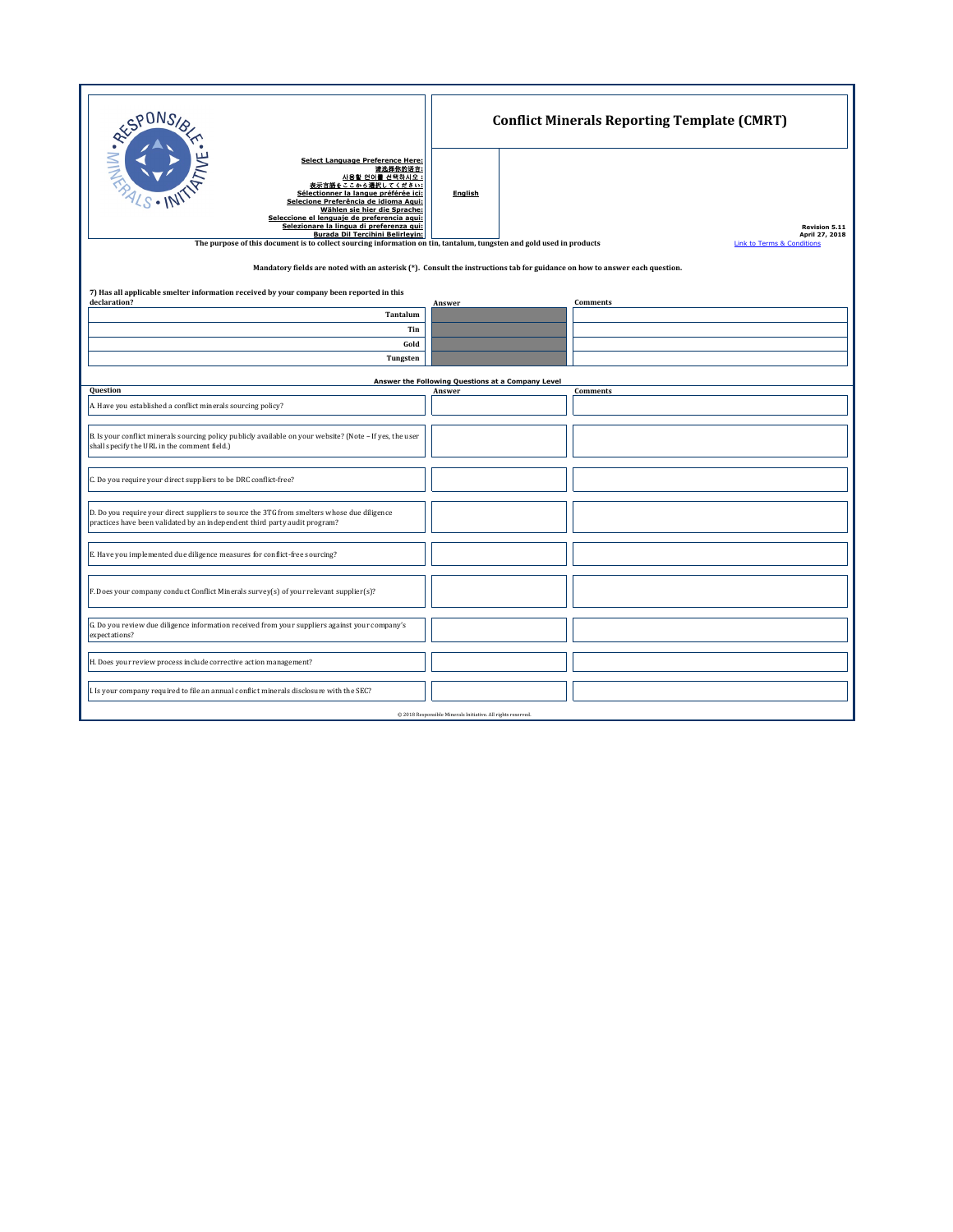# Conflict Minerals Reporting Template (CMRT)

Select Language Preference Here:
请选择你的语言:
사용할 언어를 선택하시오 :
表示言語をここから選択してください:
Sélectionner la langue préférée ici:
Selecione Preferência de idioma Aqui:
Wählen sie hier die Sprache:
Seleccione el lenguaje de preferencia aqui:
Selezionare la lingua di preferenza qui:
Burada Dil Tercihini Belirleyin:

English

Revision 5.11
April 27, 2018

Link to Terms & Conditions

The purpose of this document is to collect sourcing information on tin, tantalum, tungsten and gold used in products

Mandatory fields are noted with an asterisk (*). Consult the instructions tab for guidance on how to answer each question.

| 7) Has all applicable smelter information received by your company been reported in this declaration? | Answer | Comments |
|---|---|---|
| Tantalum | | |
| Tin | | |
| Gold | | |
| Tungsten | | |

**Answer the Following Questions at a Company Level**

| Question | Answer | Comments |
|---|---|---|
| A. Have you established a conflict minerals sourcing policy? | | |
| B. Is your conflict minerals sourcing policy publicly available on your website? (Note – If yes, the user shall specify the URL in the comment field.) | | |
| C. Do you require your direct suppliers to be DRC conflict-free? | | |
| D. Do you require your direct suppliers to source the 3TG from smelters whose due diligence practices have been validated by an independent third party audit program? | | |
| E. Have you implemented due diligence measures for conflict-free sourcing? | | |
| F. Does your company conduct Conflict Minerals survey(s) of your relevant supplier(s)? | | |
| G. Do you review due diligence information received from your suppliers against your company's expectations? | | |
| H. Does your review process include corrective action management? | | |
| I. Is your company required to file an annual conflict minerals disclosure with the SEC? | | |

© 2018 Responsible Minerals Initiative. All rights reserved.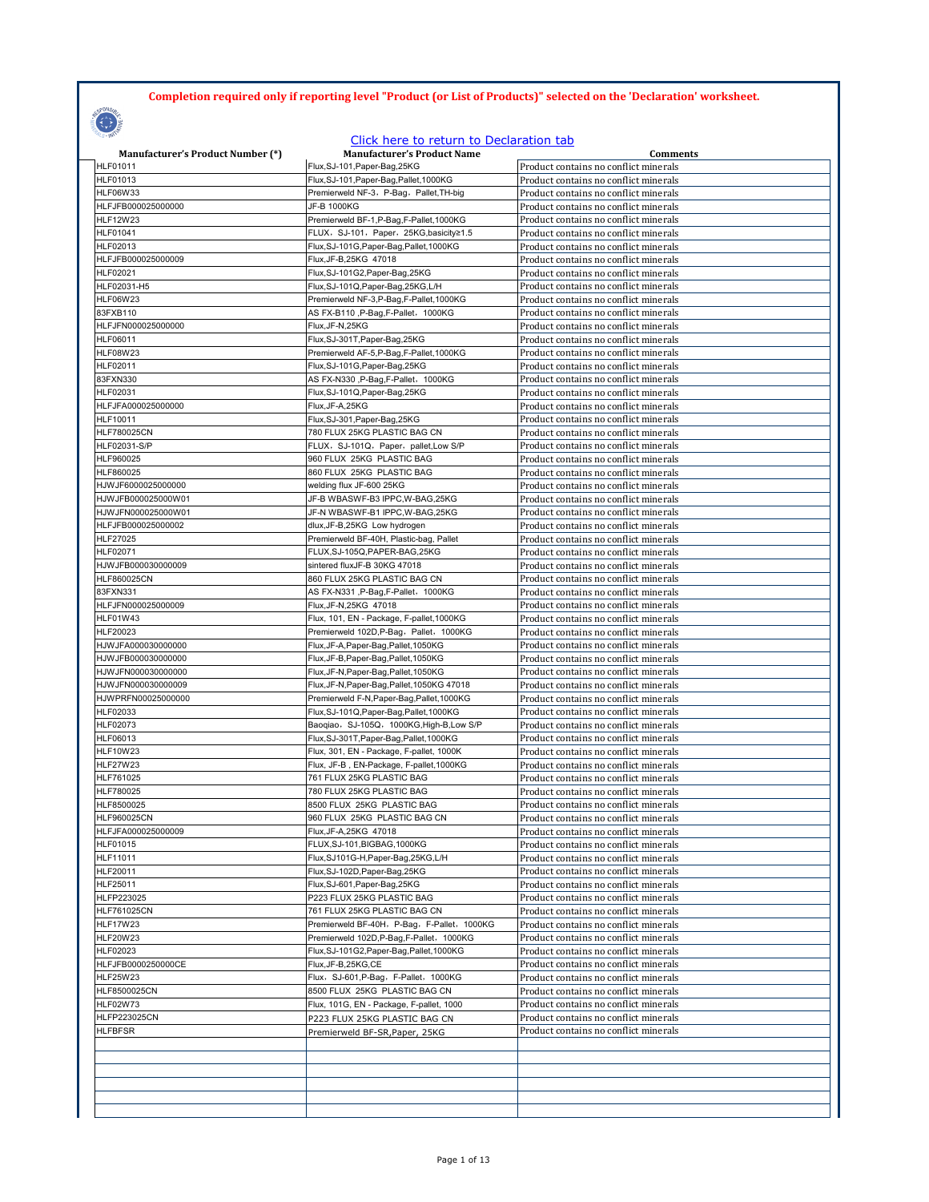**Completion required only if reporting level "Product (or List of Products)" selected on the 'Declaration' worksheet.**

Click here to return to Declaration tab

| Manufacturer's Product Number (*) | Manufacturer's Product Name | Comments |
|---|---|---|
| HLF01011 | Flux,SJ-101,Paper-Bag,25KG | Product contains no conflict minerals |
| HLF01013 | Flux,SJ-101,Paper-Bag,Pallet,1000KG | Product contains no conflict minerals |
| HLF06W33 | Premierweld NF-3，P-Bag，Pallet,TH-big | Product contains no conflict minerals |
| HLFJFB000025000000 | JF-B 1000KG | Product contains no conflict minerals |
| HLF12W23 | Premierweld BF-1,P-Bag,F-Pallet,1000KG | Product contains no conflict minerals |
| HLF01041 | FLUX，SJ-101，Paper，25KG,basicity≥1.5 | Product contains no conflict minerals |
| HLF02013 | Flux,SJ-101G,Paper-Bag,Pallet,1000KG | Product contains no conflict minerals |
| HLFJFB000025000009 | Flux,JF-B,25KG 47018 | Product contains no conflict minerals |
| HLF02021 | Flux,SJ-101G2,Paper-Bag,25KG | Product contains no conflict minerals |
| HLF02031-H5 | Flux,SJ-101Q,Paper-Bag,25KG,L/H | Product contains no conflict minerals |
| HLF06W23 | Premierweld NF-3,P-Bag,F-Pallet,1000KG | Product contains no conflict minerals |
| 83FXB110 | AS FX-B110 ,P-Bag,F-Pallet，1000KG | Product contains no conflict minerals |
| HLFJFN000025000000 | Flux,JF-N,25KG | Product contains no conflict minerals |
| HLF06011 | Flux,SJ-301T,Paper-Bag,25KG | Product contains no conflict minerals |
| HLF08W23 | Premierweld AF-5,P-Bag,F-Pallet,1000KG | Product contains no conflict minerals |
| HLF02011 | Flux,SJ-101G,Paper-Bag,25KG | Product contains no conflict minerals |
| 83FXN330 | AS FX-N330 ,P-Bag,F-Pallet，1000KG | Product contains no conflict minerals |
| HLF02031 | Flux,SJ-101Q,Paper-Bag,25KG | Product contains no conflict minerals |
| HLFJFA000025000000 | Flux,JF-A,25KG | Product contains no conflict minerals |
| HLF10011 | Flux,SJ-301,Paper-Bag,25KG | Product contains no conflict minerals |
| HLF780025CN | 780 FLUX 025KG PLASTIC BAG CN | Product contains no conflict minerals |
| HLF02031-S/P | FLUX，SJ-101Q，Paper，pallet,Low S/P | Product contains no conflict minerals |
| HLF960025 | 960 FLUX 25KG PLASTIC BAG | Product contains no conflict minerals |
| HLF860025 | 860 FLUX 25KG PLASTIC BAG | Product contains no conflict minerals |
| HJWJF6000025000000 | welding flux JF-600 25KG | Product contains no conflict minerals |
| HJWJFB000025000W01 | JF-B WBASWF-B3 IPPC,W-BAG,25KG | Product contains no conflict minerals |
| HJWJFN000025000W01 | JF-N WBASWF-B1 IPPC,W-BAG,25KG | Product contains no conflict minerals |
| HLFJFB000025000002 | dlux,JF-B,25KG Low hydrogen | Product contains no conflict minerals |
| HLF27025 | Premierweld BF-40H, Plastic-bag, Pallet | Product contains no conflict minerals |
| HLF02071 | FLUX,SJ-105Q,PAPER-BAG,25KG | Product contains no conflict minerals |
| HJWJFB000030000009 | sintered fluxJF-B 30KG 47018 | Product contains no conflict minerals |
| HLF860025CN | 860 FLUX 25KG PLASTIC BAG CN | Product contains no conflict minerals |
| 83FXN331 | AS FX-N331 ,P-Bag,F-Pallet，1000KG | Product contains no conflict minerals |
| HLFJFN000025000009 | Flux,JF-N,25KG 47018 | Product contains no conflict minerals |
| HLF01W43 | Flux, 101, EN - Package, F-pallet,1000KG | Product contains no conflict minerals |
| HLF20023 | Premierweld 102D,P-Bag，Pallet，1000KG | Product contains no conflict minerals |
| HJWJFA000030000000 | Flux,JF-A,Paper-Bag,Pallet,1050KG | Product contains no conflict minerals |
| HJWJFB000030000000 | Flux,JF-B,Paper-Bag,Pallet,1050KG | Product contains no conflict minerals |
| HJWJFN000030000000 | Flux,JF-N,Paper-Bag,Pallet,1050KG | Product contains no conflict minerals |
| HJWJFN000030000009 | Flux,JF-N,Paper-Bag,Pallet,1050KG 47018 | Product contains no conflict minerals |
| HJWPRFN00025000000 | Premierweld F-N,Paper-Bag,Pallet,1000KG | Product contains no conflict minerals |
| HLF02033 | Flux,SJ-101Q,Paper-Bag,Pallet,1000KG | Product contains no conflict minerals |
| HLF02073 | Baoqiao，SJ-105Q，1000KG,High-B,Low S/P | Product contains no conflict minerals |
| HLF06013 | Flux,SJ-301T,Paper-Bag,Pallet,1000KG | Product contains no conflict minerals |
| HLF10W23 | Flux, 301, EN - Package, F-pallet, 1000K | Product contains no conflict minerals |
| HLF27W23 | Flux, JF-B , EN-Package, F-pallet,1000KG | Product contains no conflict minerals |
| HLF761025 | 761 FLUX 25KG PLASTIC BAG | Product contains no conflict minerals |
| HLF780025 | 780 FLUX 25KG PLASTIC BAG | Product contains no conflict minerals |
| HLF8500025 | 8500 FLUX 25KG PLASTIC BAG | Product contains no conflict minerals |
| HLF960025CN | 960 FLUX 25KG PLASTIC BAG CN | Product contains no conflict minerals |
| HLFJFA000025000009 | Flux,JF-A,25KG 47018 | Product contains no conflict minerals |
| HLF01015 | FLUX,SJ-101,BIGBAG,1000KG | Product contains no conflict minerals |
| HLF11011 | Flux,SJ101G-H,Paper-Bag,25KG,L/H | Product contains no conflict minerals |
| HLF20011 | Flux,SJ-102D,Paper-Bag,25KG | Product contains no conflict minerals |
| HLF25011 | Flux,SJ-601,Paper-Bag,25KG | Product contains no conflict minerals |
| HLFP223025 | P223 FLUX 25KG PLASTIC BAG | Product contains no conflict minerals |
| HLF761025CN | 761 FLUX 25KG PLASTIC BAG CN | Product contains no conflict minerals |
| HLF17W23 | Premierweld BF-40H，P-Bag，F-Pallet，1000KG | Product contains no conflict minerals |
| HLF20W23 | Premierweld 102D,P-Bag,F-Pallet，1000KG | Product contains no conflict minerals |
| HLF02023 | Flux,SJ-101G2,Paper-Bag,Pallet,1000KG | Product contains no conflict minerals |
| HLFJFB0000250000CE | Flux,JF-B,25KG,CE | Product contains no conflict minerals |
| HLF25W23 | Flux，SJ-601,P-Bag，F-Pallet，1000KG | Product contains no conflict minerals |
| HLF8500025CN | 8500 FLUX 25KG PLASTIC BAG CN | Product contains no conflict minerals |
| HLF02W73 | Flux, 101G, EN - Package, F-pallet, 1000 | Product contains no conflict minerals |
| HLFP223025CN | P223 FLUX 25KG PLASTIC BAG CN | Product contains no conflict minerals |
| HLFBFSR | Premierweld BF-SR,Paper, 25KG | Product contains no conflict minerals |
| | | |
| | | |
| | | |
| | | |
| | | |
| | | |